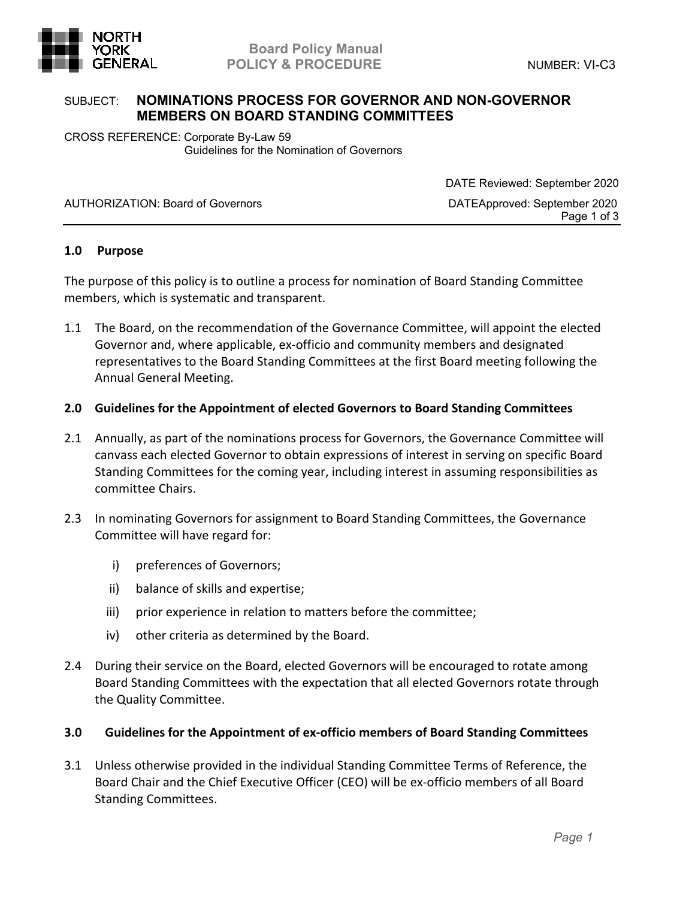**Board Policy Manual**
**POLICY & PROCEDURE**

NUMBER: VI-C3

SUBJECT: **NOMINATIONS PROCESS FOR GOVERNOR AND NON-GOVERNOR MEMBERS ON BOARD STANDING COMMITTEES**

CROSS REFERENCE: Corporate By-Law 59
Guidelines for the Nomination of Governors

DATE Reviewed: September 2020

AUTHORIZATION: Board of Governors

DATEApproved: September 2020

---

## 1.0 Purpose

The purpose of this policy is to outline a process for nomination of Board Standing Committee members, which is systematic and transparent.

1.1 The Board, on the recommendation of the Governance Committee, will appoint the elected Governor and, where applicable, ex-officio and community members and designated representatives to the Board Standing Committees at the first Board meeting following the Annual General Meeting.

## 2.0 Guidelines for the Appointment of elected Governors to Board Standing Committees

2.1 Annually, as part of the nominations process for Governors, the Governance Committee will canvass each elected Governor to obtain expressions of interest in serving on specific Board Standing Committees for the coming year, including interest in assuming responsibilities as committee Chairs.

2.3 In nominating Governors for assignment to Board Standing Committees, the Governance Committee will have regard for:

i) preferences of Governors;

ii) balance of skills and expertise;

iii) prior experience in relation to matters before the committee;

iv) other criteria as determined by the Board.

2.4 During their service on the Board, elected Governors will be encouraged to rotate among Board Standing Committees with the expectation that all elected Governors rotate through the Quality Committee.

## 3.0 Guidelines for the Appointment of ex-officio members of Board Standing Committees

3.1 Unless otherwise provided in the individual Standing Committee Terms of Reference, the Board Chair and the Chief Executive Officer (CEO) will be ex-officio members of all Board Standing Committees.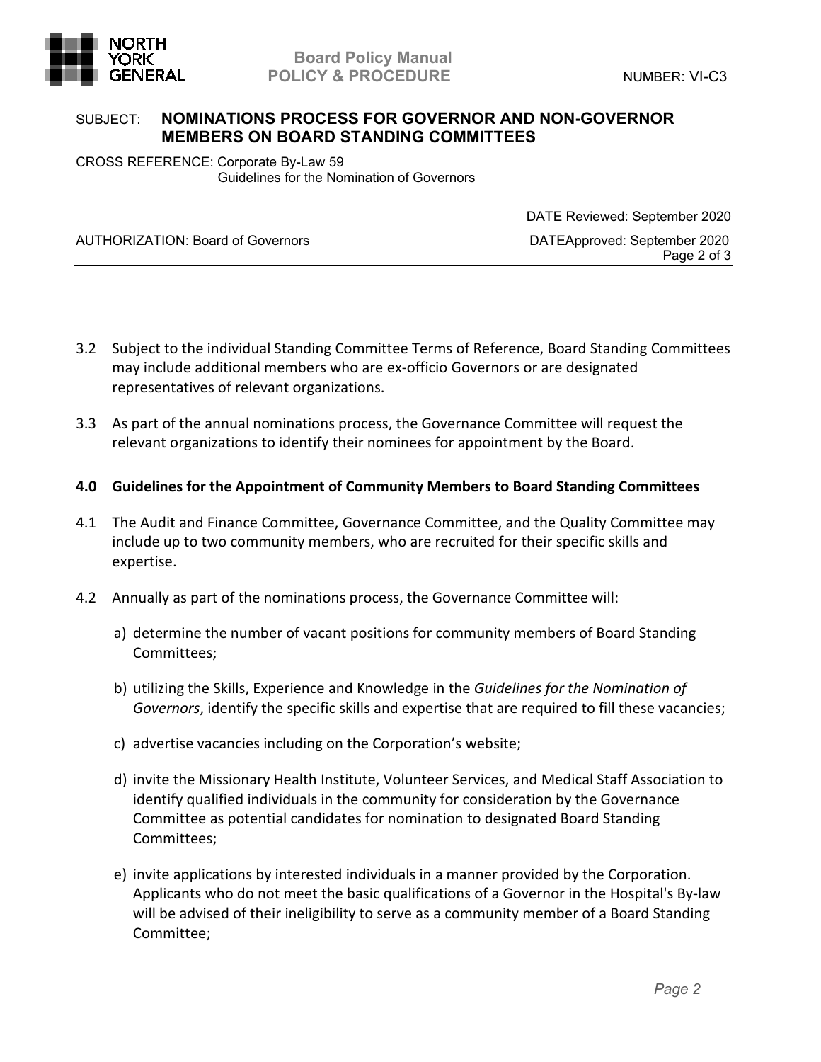3.2 Subject to the individual Standing Committee Terms of Reference, Board Standing Committees may include additional members who are ex-officio Governors or are designated representatives of relevant organizations.

3.3 As part of the annual nominations process, the Governance Committee will request the relevant organizations to identify their nominees for appointment by the Board.

## 4.0 Guidelines for the Appointment of Community Members to Board Standing Committees

4.1 The Audit and Finance Committee, Governance Committee, and the Quality Committee may include up to two community members, who are recruited for their specific skills and expertise.

4.2 Annually as part of the nominations process, the Governance Committee will:

a) determine the number of vacant positions for community members of Board Standing Committees;

b) utilizing the Skills, Experience and Knowledge in the *Guidelines for the Nomination of Governors*, identify the specific skills and expertise that are required to fill these vacancies;

c) advertise vacancies including on the Corporation's website;

d) invite the Missionary Health Institute, Volunteer Services, and Medical Staff Association to identify qualified individuals in the community for consideration by the Governance Committee as potential candidates for nomination to designated Board Standing Committees;

e) invite applications by interested individuals in a manner provided by the Corporation. Applicants who do not meet the basic qualifications of a Governor in the Hospital's By-law will be advised of their ineligibility to serve as a community member of a Board Standing Committee;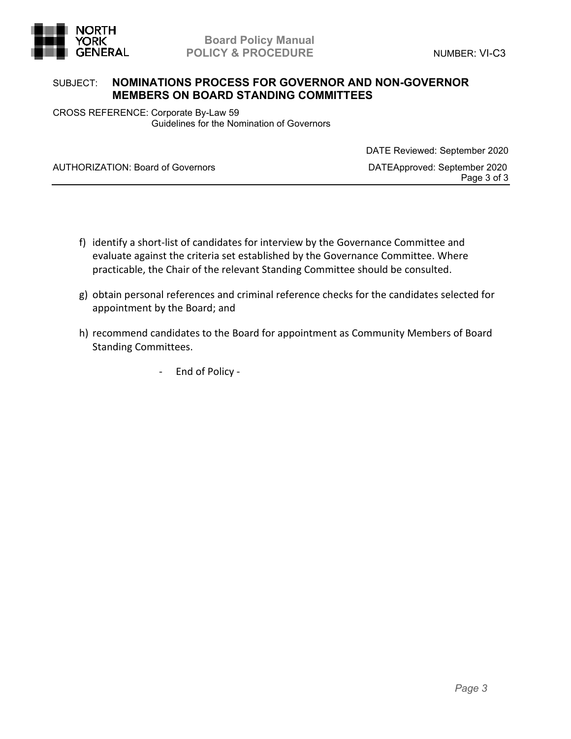f) identify a short-list of candidates for interview by the Governance Committee and evaluate against the criteria set established by the Governance Committee. Where practicable, the Chair of the relevant Standing Committee should be consulted.

g) obtain personal references and criminal reference checks for the candidates selected for appointment by the Board; and

h) recommend candidates to the Board for appointment as Community Members of Board Standing Committees.

- End of Policy -